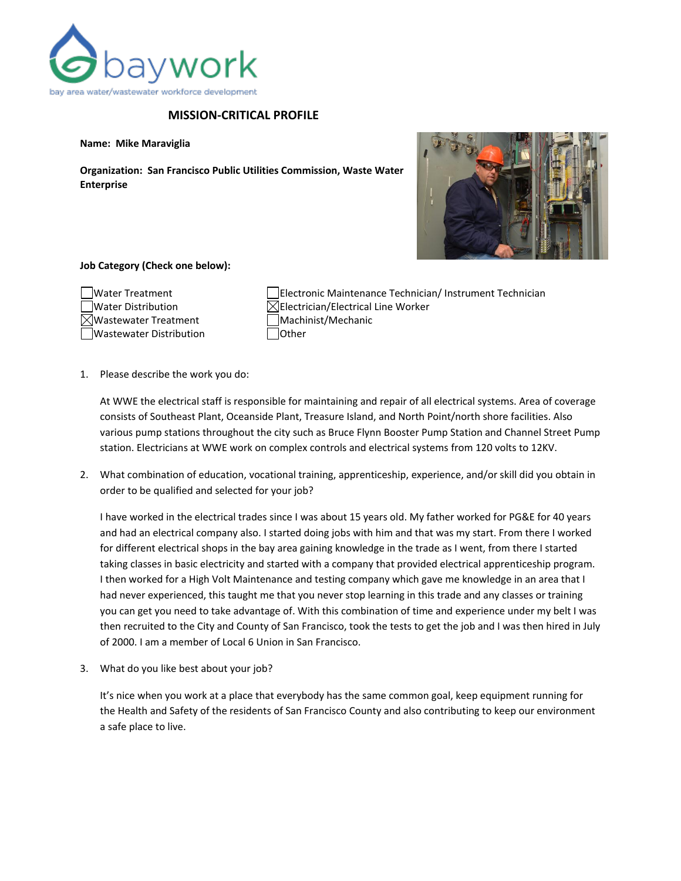baywork

bay area water/wastewater workforce development

## MISSION-CRITICAL PROFILE

**Name: Mike Maraviglia**

**Organization: San Francisco Public Utilities Commission, Waste Water Enterprise**

**Job Category (Check one below):**

- [ ] Water Treatment
- [ ] Water Distribution
- [x] Wastewater Treatment
- [ ] Wastewater Distribution
- [ ] Electronic Maintenance Technician/ Instrument Technician
- [x] Electrician/Electrical Line Worker
- [ ] Machinist/Mechanic
- [ ] Other

1. Please describe the work you do:

   At WWE the electrical staff is responsible for maintaining and repair of all electrical systems. Area of coverage consists of Southeast Plant, Oceanside Plant, Treasure Island, and North Point/north shore facilities. Also various pump stations throughout the city such as Bruce Flynn Booster Pump Station and Channel Street Pump station. Electricians at WWE work on complex controls and electrical systems from 120 volts to 12KV.

2. What combination of education, vocational training, apprenticeship, experience, and/or skill did you obtain in order to be qualified and selected for your job?

   I have worked in the electrical trades since I was about 15 years old. My father worked for PG&E for 40 years and had an electrical company also. I started doing jobs with him and that was my start. From there I worked for different electrical shops in the bay area gaining knowledge in the trade as I went, from there I started taking classes in basic electricity and started with a company that provided electrical apprenticeship program. I then worked for a High Volt Maintenance and testing company which gave me knowledge in an area that I had never experienced, this taught me that you never stop learning in this trade and any classes or training you can get you need to take advantage of. With this combination of time and experience under my belt I was then recruited to the City and County of San Francisco, took the tests to get the job and I was then hired in July of 2000. I am a member of Local 6 Union in San Francisco.

3. What do you like best about your job?

   It's nice when you work at a place that everybody has the same common goal, keep equipment running for the Health and Safety of the residents of San Francisco County and also contributing to keep our environment a safe place to live.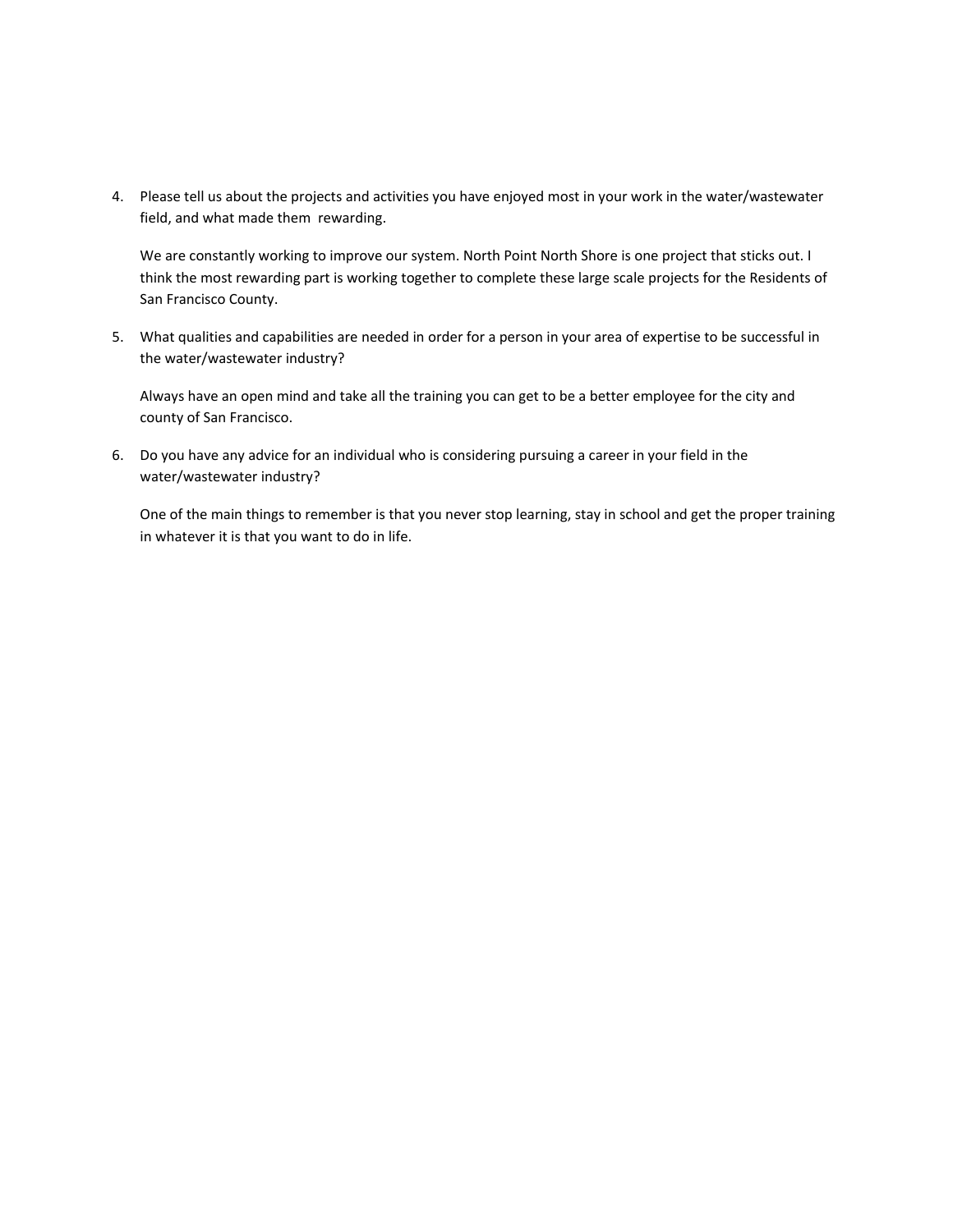4. Please tell us about the projects and activities you have enjoyed most in your work in the water/wastewater field, and what made them rewarding.

   We are constantly working to improve our system. North Point North Shore is one project that sticks out. I think the most rewarding part is working together to complete these large scale projects for the Residents of San Francisco County.

5. What qualities and capabilities are needed in order for a person in your area of expertise to be successful in the water/wastewater industry?

   Always have an open mind and take all the training you can get to be a better employee for the city and county of San Francisco.

6. Do you have any advice for an individual who is considering pursuing a career in your field in the water/wastewater industry?

   One of the main things to remember is that you never stop learning, stay in school and get the proper training in whatever it is that you want to do in life.